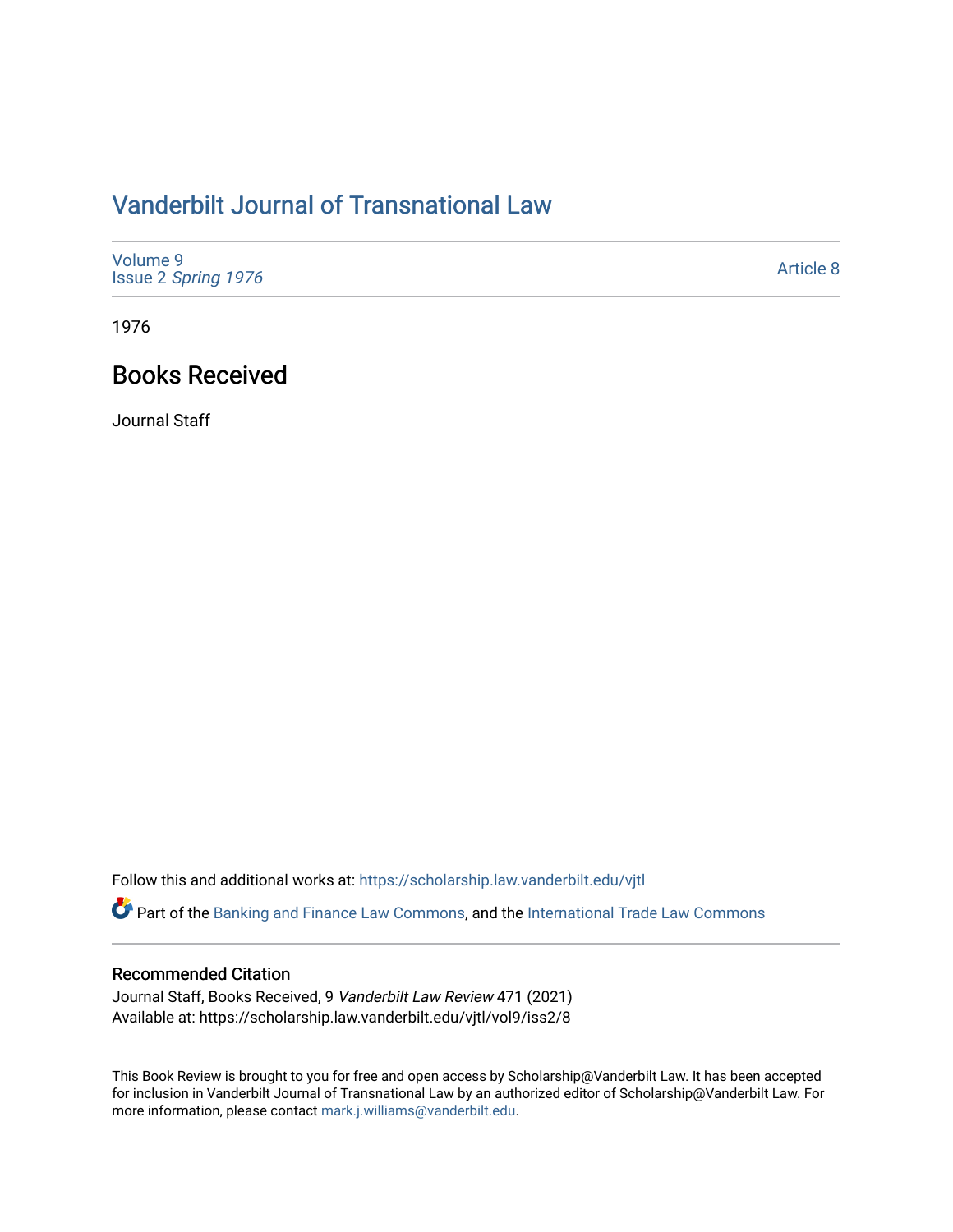# Vanderbilt Journal of Transnational Law

Volume 9
Issue 2 *Spring 1976*

Article 8

1976

## Books Received

Journal Staff

Follow this and additional works at: https://scholarship.law.vanderbilt.edu/vjtl

Part of the Banking and Finance Law Commons, and the International Trade Law Commons

### Recommended Citation

Journal Staff, Books Received, 9 *Vanderbilt Law Review* 471 (2021)
Available at: https://scholarship.law.vanderbilt.edu/vjtl/vol9/iss2/8

This Book Review is brought to you for free and open access by Scholarship@Vanderbilt Law. It has been accepted for inclusion in Vanderbilt Journal of Transnational Law by an authorized editor of Scholarship@Vanderbilt Law. For more information, please contact mark.j.williams@vanderbilt.edu.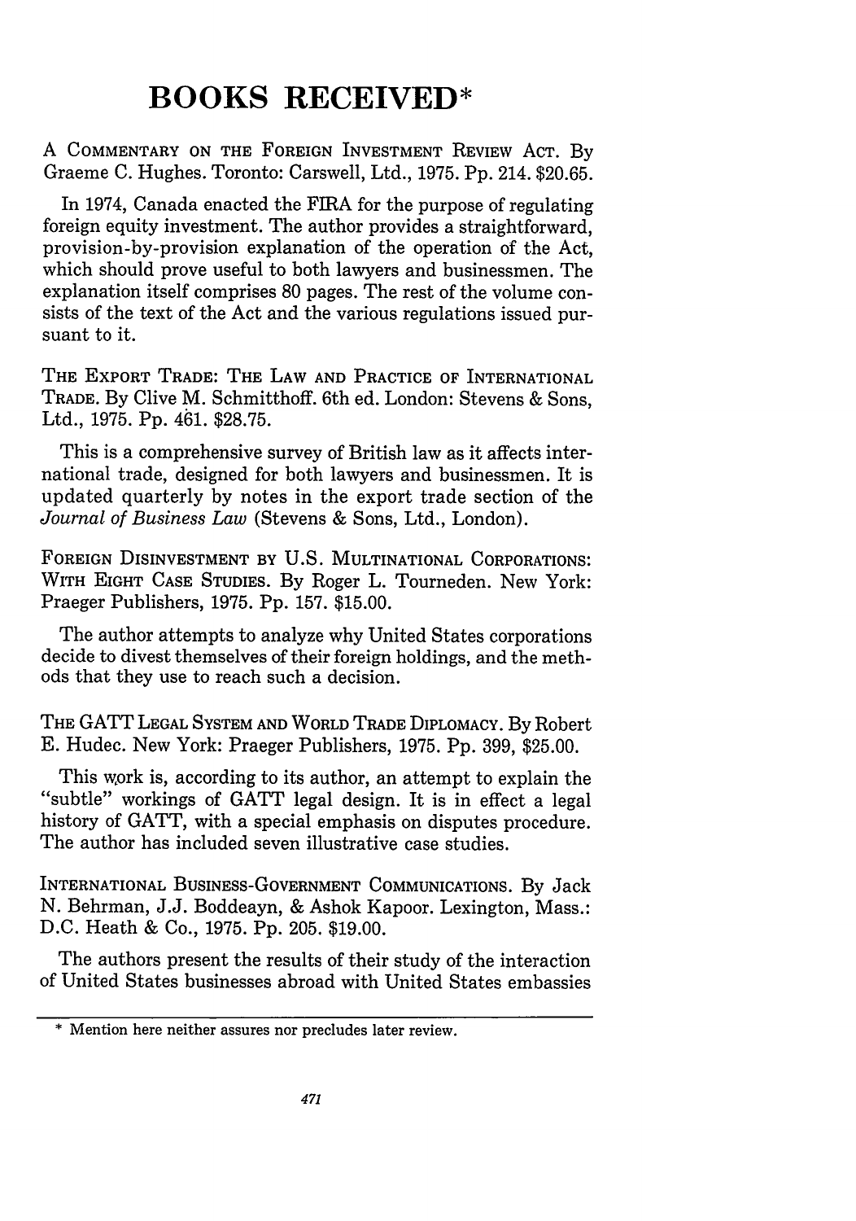# BOOKS RECEIVED*

A COMMENTARY ON THE FOREIGN INVESTMENT REVIEW ACT. By Graeme C. Hughes. Toronto: Carswell, Ltd., 1975. Pp. 214. $20.65.

In 1974, Canada enacted the FIRA for the purpose of regulating foreign equity investment. The author provides a straightforward, provision-by-provision explanation of the operation of the Act, which should prove useful to both lawyers and businessmen. The explanation itself comprises 80 pages. The rest of the volume consists of the text of the Act and the various regulations issued pursuant to it.

THE EXPORT TRADE: THE LAW AND PRACTICE OF INTERNATIONAL TRADE. By Clive M. Schmitthoff. 6th ed. London: Stevens & Sons, Ltd., 1975. Pp. 461. $28.75.

This is a comprehensive survey of British law as it affects international trade, designed for both lawyers and businessmen. It is updated quarterly by notes in the export trade section of the *Journal of Business Law* (Stevens & Sons, Ltd., London).

FOREIGN DISINVESTMENT BY U.S. MULTINATIONAL CORPORATIONS: WITH EIGHT CASE STUDIES. By Roger L. Tourneden. New York: Praeger Publishers, 1975. Pp. 157. $15.00.

The author attempts to analyze why United States corporations decide to divest themselves of their foreign holdings, and the methods that they use to reach such a decision.

THE GATT LEGAL SYSTEM AND WORLD TRADE DIPLOMACY. By Robert E. Hudec. New York: Praeger Publishers, 1975. Pp. 399, $25.00.

This work is, according to its author, an attempt to explain the "subtle" workings of GATT legal design. It is in effect a legal history of GATT, with a special emphasis on disputes procedure. The author has included seven illustrative case studies.

INTERNATIONAL BUSINESS-GOVERNMENT COMMUNICATIONS. By Jack N. Behrman, J.J. Boddeayn, & Ashok Kapoor. Lexington, Mass.: D.C. Heath & Co., 1975. Pp. 205. $19.00.

The authors present the results of their study of the interaction of United States businesses abroad with United States embassies

* Mention here neither assures nor precludes later review.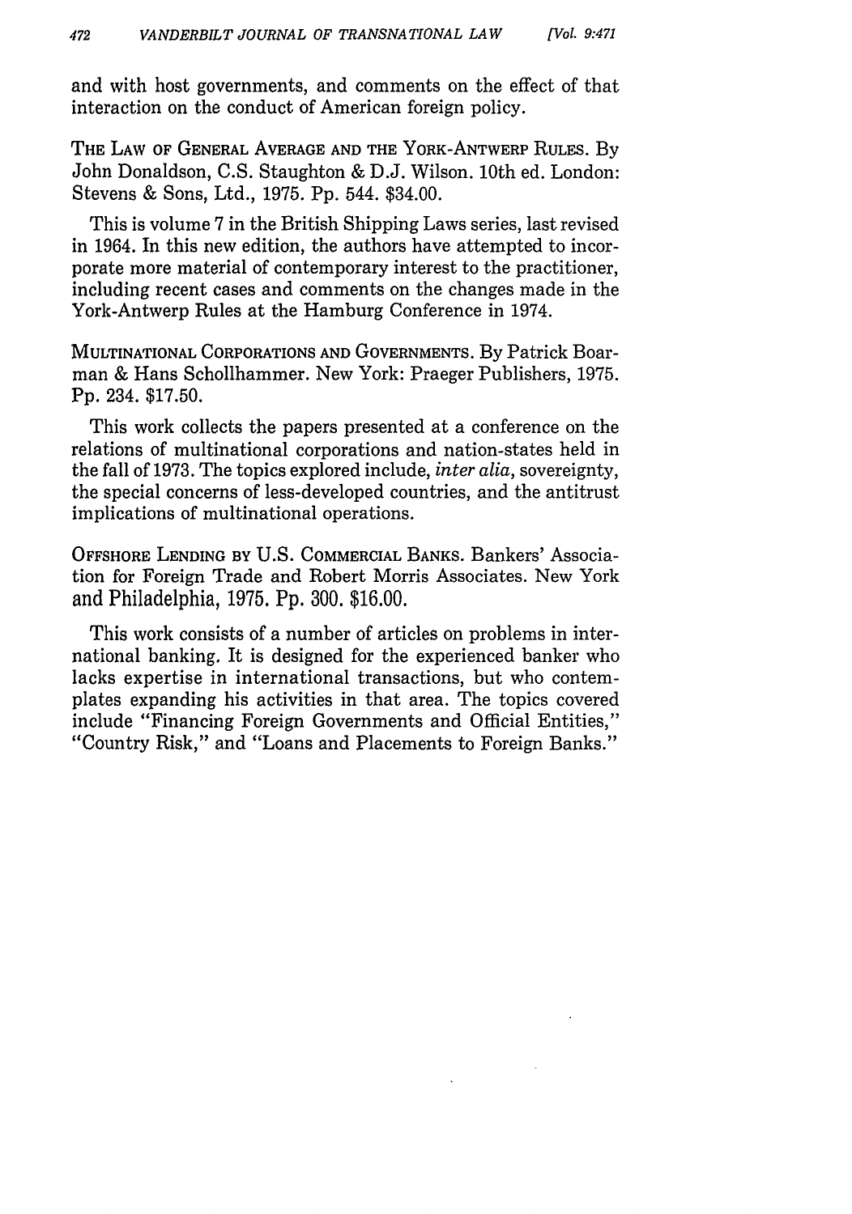and with host governments, and comments on the effect of that interaction on the conduct of American foreign policy.

THE LAW OF GENERAL AVERAGE AND THE YORK-ANTWERP RULES. By John Donaldson, C.S. Staughton & D.J. Wilson. 10th ed. London: Stevens & Sons, Ltd., 1975. Pp. 544. $34.00.

This is volume 7 in the British Shipping Laws series, last revised in 1964. In this new edition, the authors have attempted to incorporate more material of contemporary interest to the practitioner, including recent cases and comments on the changes made in the York-Antwerp Rules at the Hamburg Conference in 1974.

MULTINATIONAL CORPORATIONS AND GOVERNMENTS. By Patrick Boarman & Hans Schollhammer. New York: Praeger Publishers, 1975. Pp. 234. $17.50.

This work collects the papers presented at a conference on the relations of multinational corporations and nation-states held in the fall of 1973. The topics explored include, *inter alia*, sovereignty, the special concerns of less-developed countries, and the antitrust implications of multinational operations.

OFFSHORE LENDING BY U.S. COMMERCIAL BANKS. Bankers' Association for Foreign Trade and Robert Morris Associates. New York and Philadelphia, 1975. Pp. 300. $16.00.

This work consists of a number of articles on problems in international banking. It is designed for the experienced banker who lacks expertise in international transactions, but who contemplates expanding his activities in that area. The topics covered include "Financing Foreign Governments and Official Entities," "Country Risk," and "Loans and Placements to Foreign Banks."